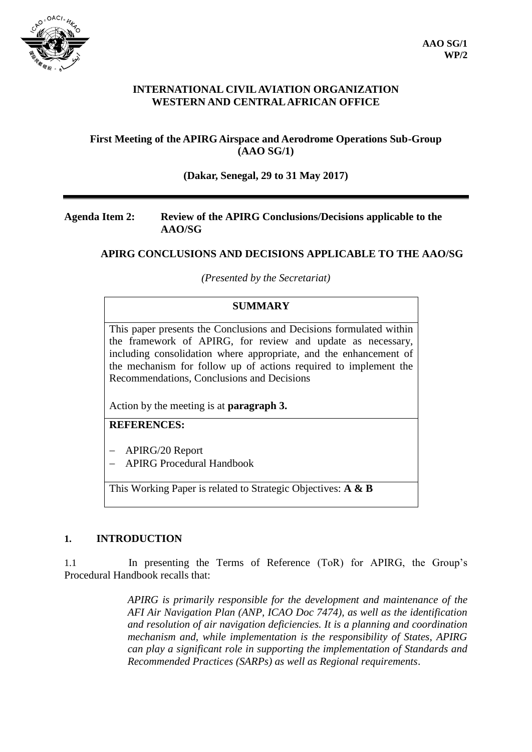AAO SG/1
WP/2

**INTERNATIONAL CIVIL AVIATION ORGANIZATION**
**WESTERN AND CENTRAL AFRICAN OFFICE**

**First Meeting of the APIRG Airspace and Aerodrome Operations Sub-Group (AAO SG/1)**

**(Dakar, Senegal, 29 to 31 May 2017)**

---

**Agenda Item 2: Review of the APIRG Conclusions/Decisions applicable to the AAO/SG**

**APIRG CONCLUSIONS AND DECISIONS APPLICABLE TO THE AAO/SG**

*(Presented by the Secretariat)*

| **SUMMARY** |
|---|
| This paper presents the Conclusions and Decisions formulated within the framework of APIRG, for review and update as necessary, including consolidation where appropriate, and the enhancement of the mechanism for follow up of actions required to implement the Recommendations, Conclusions and Decisions<br><br>Action by the meeting is at **paragraph 3.** |
| **REFERENCES:**<br><br>– APIRG/20 Report<br>– APIRG Procedural Handbook |
| This Working Paper is related to Strategic Objectives: **A & B** |

## 1. INTRODUCTION

1.1 In presenting the Terms of Reference (ToR) for APIRG, the Group's Procedural Handbook recalls that:

> *APIRG is primarily responsible for the development and maintenance of the AFI Air Navigation Plan (ANP, ICAO Doc 7474), as well as the identification and resolution of air navigation deficiencies. It is a planning and coordination mechanism and, while implementation is the responsibility of States, APIRG can play a significant role in supporting the implementation of Standards and Recommended Practices (SARPs) as well as Regional requirements.*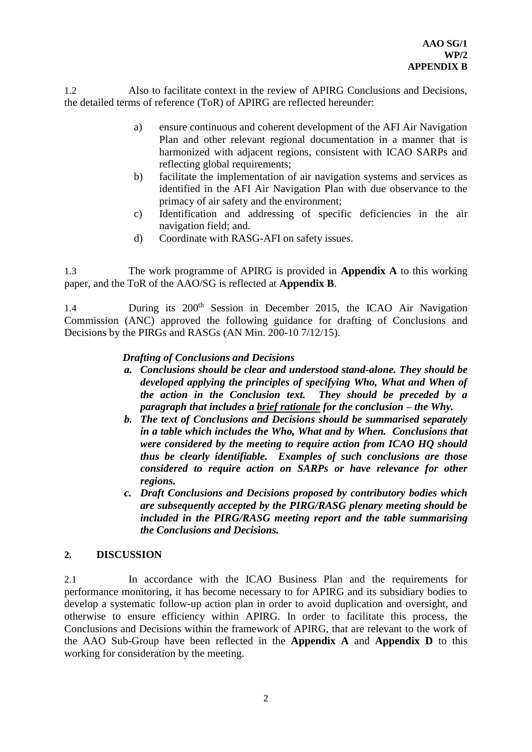1.2 Also to facilitate context in the review of APIRG Conclusions and Decisions, the detailed terms of reference (ToR) of APIRG are reflected hereunder:

a) ensure continuous and coherent development of the AFI Air Navigation Plan and other relevant regional documentation in a manner that is harmonized with adjacent regions, consistent with ICAO SARPs and reflecting global requirements;
b) facilitate the implementation of air navigation systems and services as identified in the AFI Air Navigation Plan with due observance to the primacy of air safety and the environment;
c) Identification and addressing of specific deficiencies in the air navigation field; and.
d) Coordinate with RASG-AFI on safety issues.

1.3 The work programme of APIRG is provided in **Appendix A** to this working paper, and the ToR of the AAO/SG is reflected at **Appendix B**.

1.4 During its 200th Session in December 2015, the ICAO Air Navigation Commission (ANC) approved the following guidance for drafting of Conclusions and Decisions by the PIRGs and RASGs (AN Min. 200-10 7/12/15).

***Drafting of Conclusions and Decisions***

***a. Conclusions should be clear and understood stand-alone. They should be developed applying the principles of specifying Who, What and When of the action in the Conclusion text. They should be preceded by a paragraph that includes a <u>brief rationale</u> for the conclusion – the Why.***

***b. The text of Conclusions and Decisions should be summarised separately in a table which includes the Who, What and by When. Conclusions that were considered by the meeting to require action from ICAO HQ should thus be clearly identifiable. Examples of such conclusions are those considered to require action on SARPs or have relevance for other regions.***

***c. Draft Conclusions and Decisions proposed by contributory bodies which are subsequently accepted by the PIRG/RASG plenary meeting should be included in the PIRG/RASG meeting report and the table summarising the Conclusions and Decisions.***

## 2. DISCUSSION

2.1 In accordance with the ICAO Business Plan and the requirements for performance monitoring, it has become necessary to for APIRG and its subsidiary bodies to develop a systematic follow-up action plan in order to avoid duplication and oversight, and otherwise to ensure efficiency within APIRG. In order to facilitate this process, the Conclusions and Decisions within the framework of APIRG, that are relevant to the work of the AAO Sub-Group have been reflected in the **Appendix A** and **Appendix D** to this working for consideration by the meeting.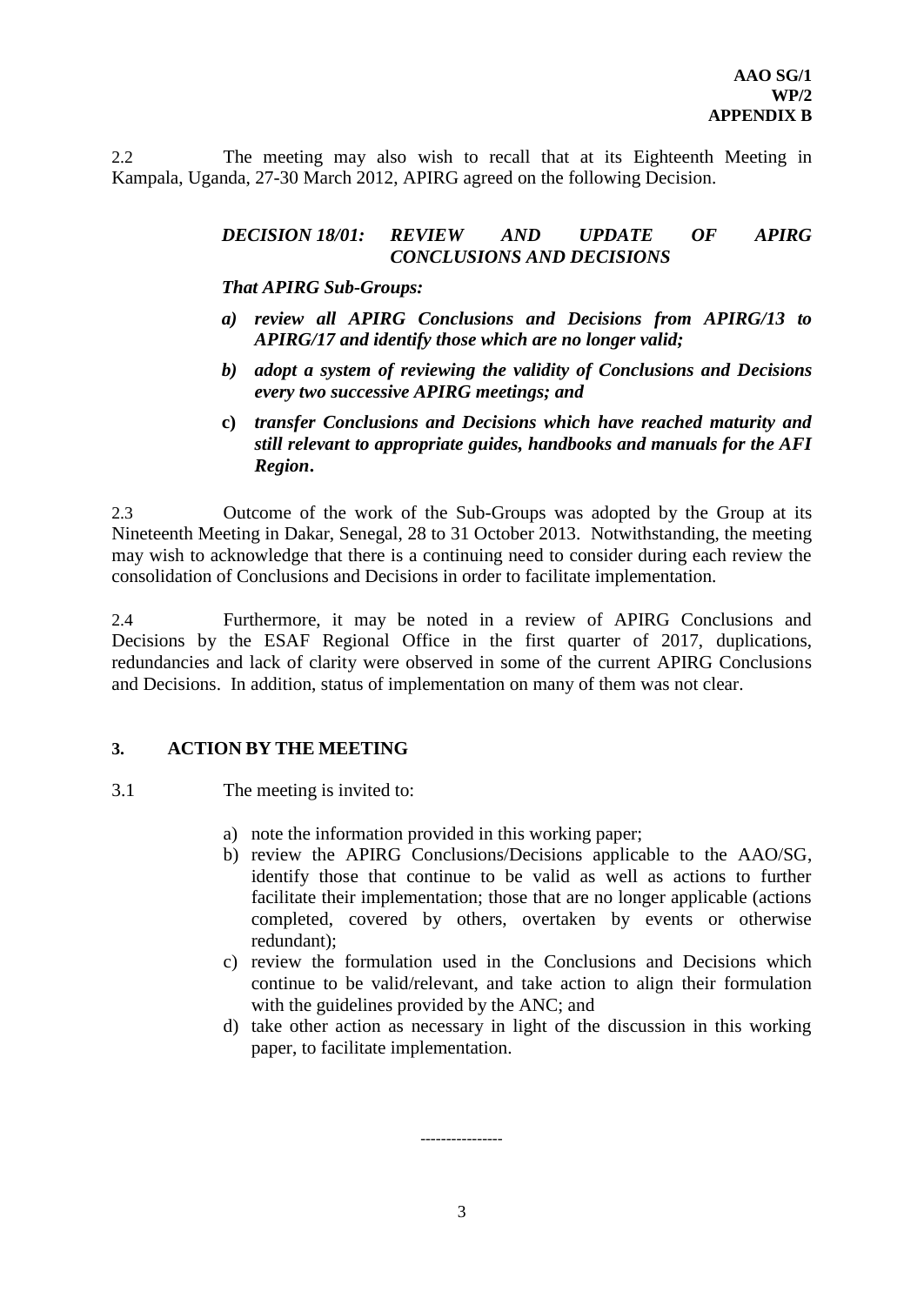2.2 The meeting may also wish to recall that at its Eighteenth Meeting in Kampala, Uganda, 27-30 March 2012, APIRG agreed on the following Decision.

> ***DECISION 18/01: REVIEW AND UPDATE OF APIRG CONCLUSIONS AND DECISIONS***
>
> ***That APIRG Sub-Groups:***
>
> ***a) review all APIRG Conclusions and Decisions from APIRG/13 to APIRG/17 and identify those which are no longer valid;***
>
> ***b) adopt a system of reviewing the validity of Conclusions and Decisions every two successive APIRG meetings; and***
>
> ***c) transfer Conclusions and Decisions which have reached maturity and still relevant to appropriate guides, handbooks and manuals for the AFI Region.***

2.3 Outcome of the work of the Sub-Groups was adopted by the Group at its Nineteenth Meeting in Dakar, Senegal, 28 to 31 October 2013. Notwithstanding, the meeting may wish to acknowledge that there is a continuing need to consider during each review the consolidation of Conclusions and Decisions in order to facilitate implementation.

2.4 Furthermore, it may be noted in a review of APIRG Conclusions and Decisions by the ESAF Regional Office in the first quarter of 2017, duplications, redundancies and lack of clarity were observed in some of the current APIRG Conclusions and Decisions. In addition, status of implementation on many of them was not clear.

## 3. ACTION BY THE MEETING

3.1 The meeting is invited to:

a) note the information provided in this working paper;
b) review the APIRG Conclusions/Decisions applicable to the AAO/SG, identify those that continue to be valid as well as actions to further facilitate their implementation; those that are no longer applicable (actions completed, covered by others, overtaken by events or otherwise redundant);
c) review the formulation used in the Conclusions and Decisions which continue to be valid/relevant, and take action to align their formulation with the guidelines provided by the ANC; and
d) take other action as necessary in light of the discussion in this working paper, to facilitate implementation.

----------------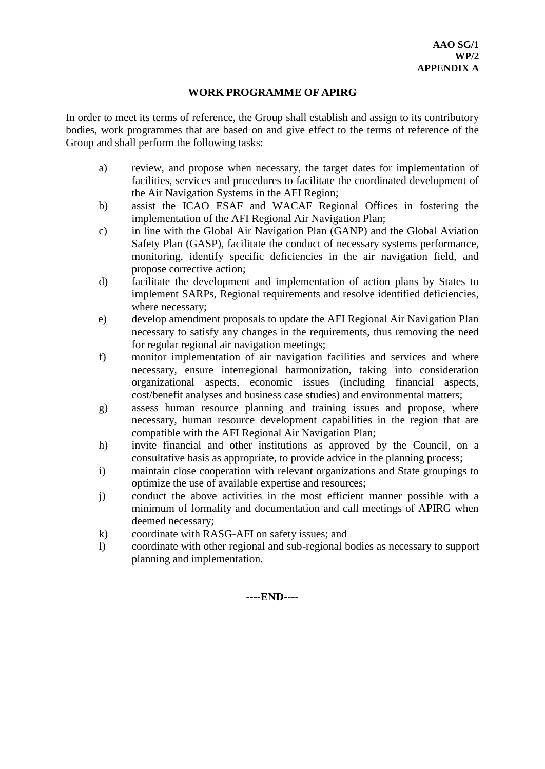**AAO SG/1**
**WP/2**
**APPENDIX A**

## WORK PROGRAMME OF APIRG

In order to meet its terms of reference, the Group shall establish and assign to its contributory bodies, work programmes that are based on and give effect to the terms of reference of the Group and shall perform the following tasks:

a) review, and propose when necessary, the target dates for implementation of facilities, services and procedures to facilitate the coordinated development of the Air Navigation Systems in the AFI Region;

b) assist the ICAO ESAF and WACAF Regional Offices in fostering the implementation of the AFI Regional Air Navigation Plan;

c) in line with the Global Air Navigation Plan (GANP) and the Global Aviation Safety Plan (GASP), facilitate the conduct of necessary systems performance, monitoring, identify specific deficiencies in the air navigation field, and propose corrective action;

d) facilitate the development and implementation of action plans by States to implement SARPs, Regional requirements and resolve identified deficiencies, where necessary;

e) develop amendment proposals to update the AFI Regional Air Navigation Plan necessary to satisfy any changes in the requirements, thus removing the need for regular regional air navigation meetings;

f) monitor implementation of air navigation facilities and services and where necessary, ensure interregional harmonization, taking into consideration organizational aspects, economic issues (including financial aspects, cost/benefit analyses and business case studies) and environmental matters;

g) assess human resource planning and training issues and propose, where necessary, human resource development capabilities in the region that are compatible with the AFI Regional Air Navigation Plan;

h) invite financial and other institutions as approved by the Council, on a consultative basis as appropriate, to provide advice in the planning process;

i) maintain close cooperation with relevant organizations and State groupings to optimize the use of available expertise and resources;

j) conduct the above activities in the most efficient manner possible with a minimum of formality and documentation and call meetings of APIRG when deemed necessary;

k) coordinate with RASG-AFI on safety issues; and

l) coordinate with other regional and sub-regional bodies as necessary to support planning and implementation.

**----END----**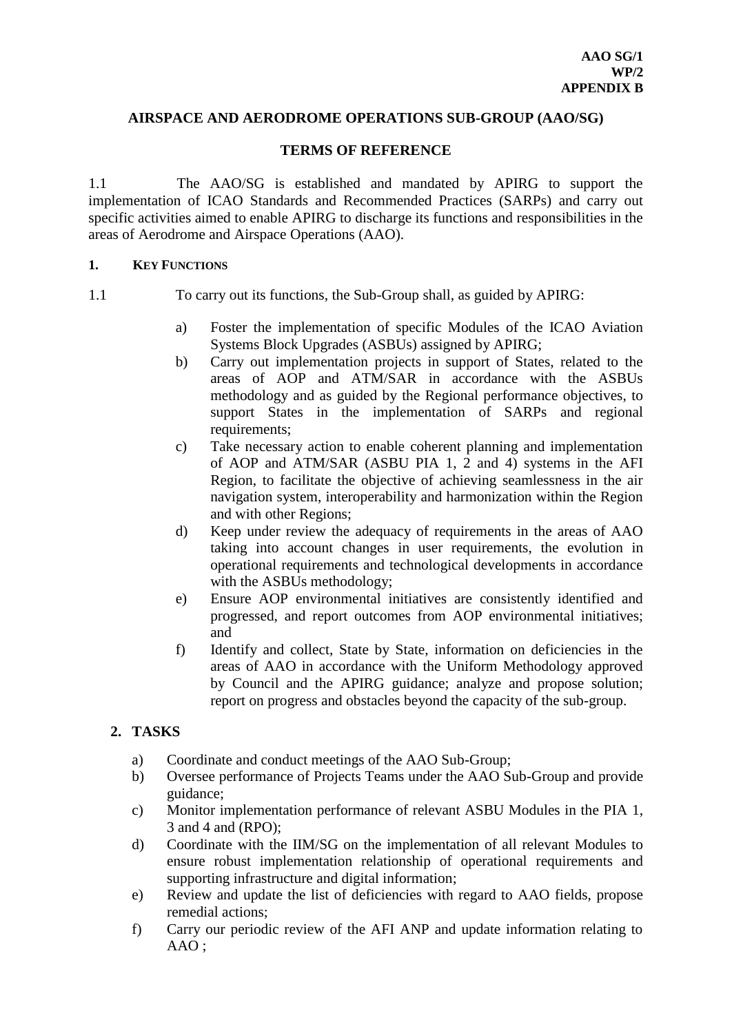**AAO SG/1**
**WP/2**
**APPENDIX B**

## AIRSPACE AND AERODROME OPERATIONS SUB-GROUP (AAO/SG)

## TERMS OF REFERENCE

1.1 The AAO/SG is established and mandated by APIRG to support the implementation of ICAO Standards and Recommended Practices (SARPs) and carry out specific activities aimed to enable APIRG to discharge its functions and responsibilities in the areas of Aerodrome and Airspace Operations (AAO).

### 1. KEY FUNCTIONS

1.1 To carry out its functions, the Sub-Group shall, as guided by APIRG:

a) Foster the implementation of specific Modules of the ICAO Aviation Systems Block Upgrades (ASBUs) assigned by APIRG;

b) Carry out implementation projects in support of States, related to the areas of AOP and ATM/SAR in accordance with the ASBUs methodology and as guided by the Regional performance objectives, to support States in the implementation of SARPs and regional requirements;

c) Take necessary action to enable coherent planning and implementation of AOP and ATM/SAR (ASBU PIA 1, 2 and 4) systems in the AFI Region, to facilitate the objective of achieving seamlessness in the air navigation system, interoperability and harmonization within the Region and with other Regions;

d) Keep under review the adequacy of requirements in the areas of AAO taking into account changes in user requirements, the evolution in operational requirements and technological developments in accordance with the ASBUs methodology;

e) Ensure AOP environmental initiatives are consistently identified and progressed, and report outcomes from AOP environmental initiatives; and

f) Identify and collect, State by State, information on deficiencies in the areas of AAO in accordance with the Uniform Methodology approved by Council and the APIRG guidance; analyze and propose solution; report on progress and obstacles beyond the capacity of the sub-group.

### 2. TASKS

a) Coordinate and conduct meetings of the AAO Sub-Group;

b) Oversee performance of Projects Teams under the AAO Sub-Group and provide guidance;

c) Monitor implementation performance of relevant ASBU Modules in the PIA 1, 3 and 4 and (RPO);

d) Coordinate with the IIM/SG on the implementation of all relevant Modules to ensure robust implementation relationship of operational requirements and supporting infrastructure and digital information;

e) Review and update the list of deficiencies with regard to AAO fields, propose remedial actions;

f) Carry our periodic review of the AFI ANP and update information relating to AAO ;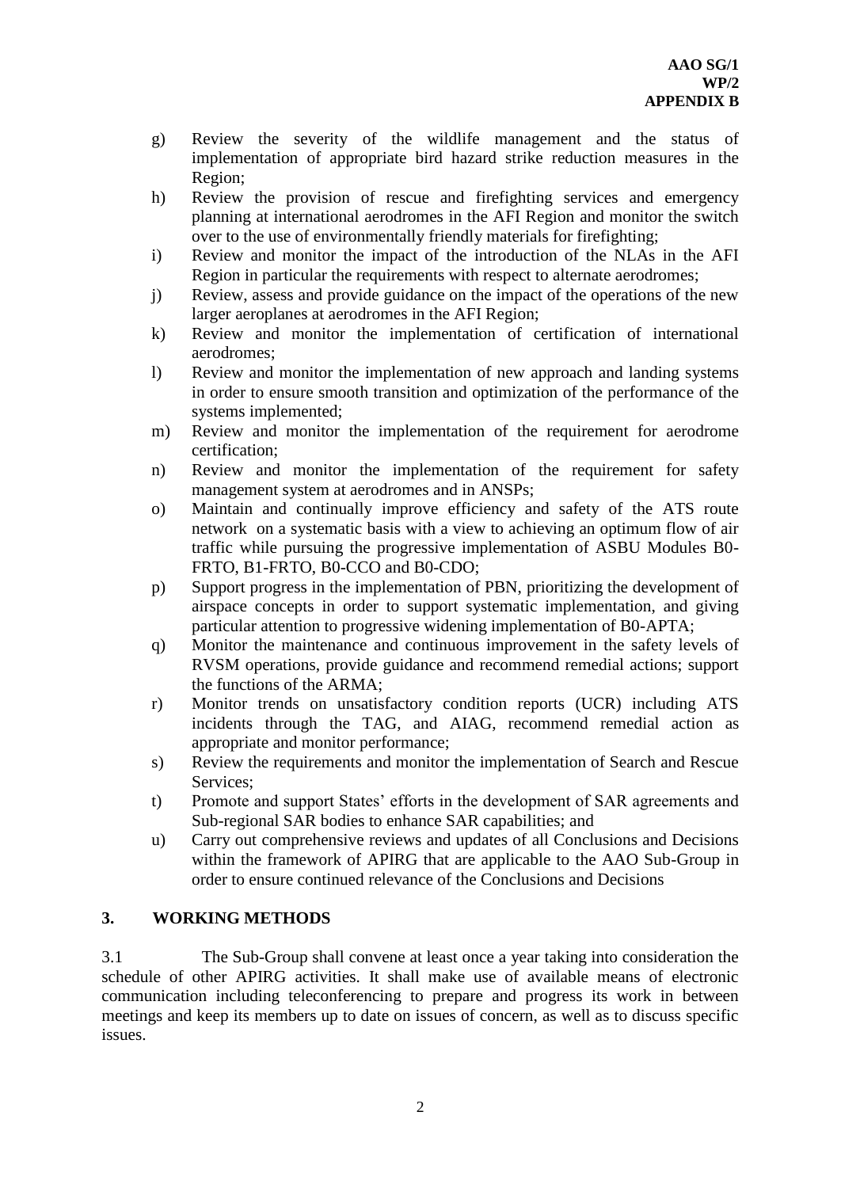g) Review the severity of the wildlife management and the status of implementation of appropriate bird hazard strike reduction measures in the Region;
h) Review the provision of rescue and firefighting services and emergency planning at international aerodromes in the AFI Region and monitor the switch over to the use of environmentally friendly materials for firefighting;
i) Review and monitor the impact of the introduction of the NLAs in the AFI Region in particular the requirements with respect to alternate aerodromes;
j) Review, assess and provide guidance on the impact of the operations of the new larger aeroplanes at aerodromes in the AFI Region;
k) Review and monitor the implementation of certification of international aerodromes;
l) Review and monitor the implementation of new approach and landing systems in order to ensure smooth transition and optimization of the performance of the systems implemented;
m) Review and monitor the implementation of the requirement for aerodrome certification;
n) Review and monitor the implementation of the requirement for safety management system at aerodromes and in ANSPs;
o) Maintain and continually improve efficiency and safety of the ATS route network on a systematic basis with a view to achieving an optimum flow of air traffic while pursuing the progressive implementation of ASBU Modules B0-FRTO, B1-FRTO, B0-CCO and B0-CDO;
p) Support progress in the implementation of PBN, prioritizing the development of airspace concepts in order to support systematic implementation, and giving particular attention to progressive widening implementation of B0-APTA;
q) Monitor the maintenance and continuous improvement in the safety levels of RVSM operations, provide guidance and recommend remedial actions; support the functions of the ARMA;
r) Monitor trends on unsatisfactory condition reports (UCR) including ATS incidents through the TAG, and AIAG, recommend remedial action as appropriate and monitor performance;
s) Review the requirements and monitor the implementation of Search and Rescue Services;
t) Promote and support States' efforts in the development of SAR agreements and Sub-regional SAR bodies to enhance SAR capabilities; and
u) Carry out comprehensive reviews and updates of all Conclusions and Decisions within the framework of APIRG that are applicable to the AAO Sub-Group in order to ensure continued relevance of the Conclusions and Decisions

## 3. WORKING METHODS

3.1 The Sub-Group shall convene at least once a year taking into consideration the schedule of other APIRG activities. It shall make use of available means of electronic communication including teleconferencing to prepare and progress its work in between meetings and keep its members up to date on issues of concern, as well as to discuss specific issues.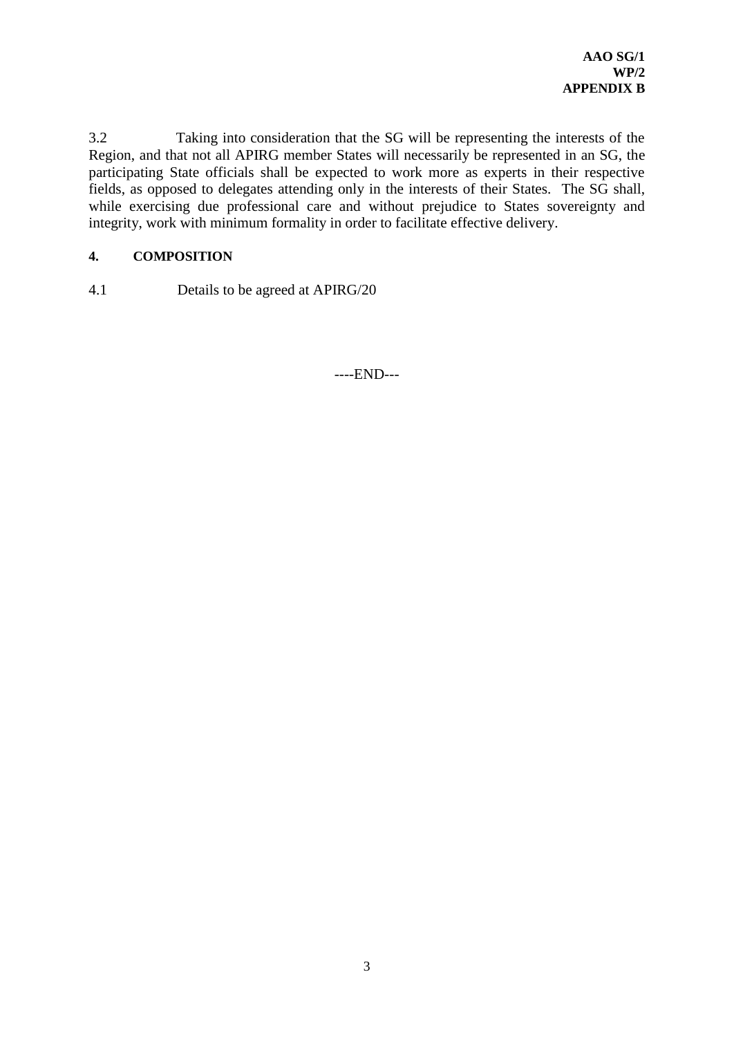3.2 Taking into consideration that the SG will be representing the interests of the Region, and that not all APIRG member States will necessarily be represented in an SG, the participating State officials shall be expected to work more as experts in their respective fields, as opposed to delegates attending only in the interests of their States. The SG shall, while exercising due professional care and without prejudice to States sovereignty and integrity, work with minimum formality in order to facilitate effective delivery.

## 4. COMPOSITION

4.1 Details to be agreed at APIRG/20

----END---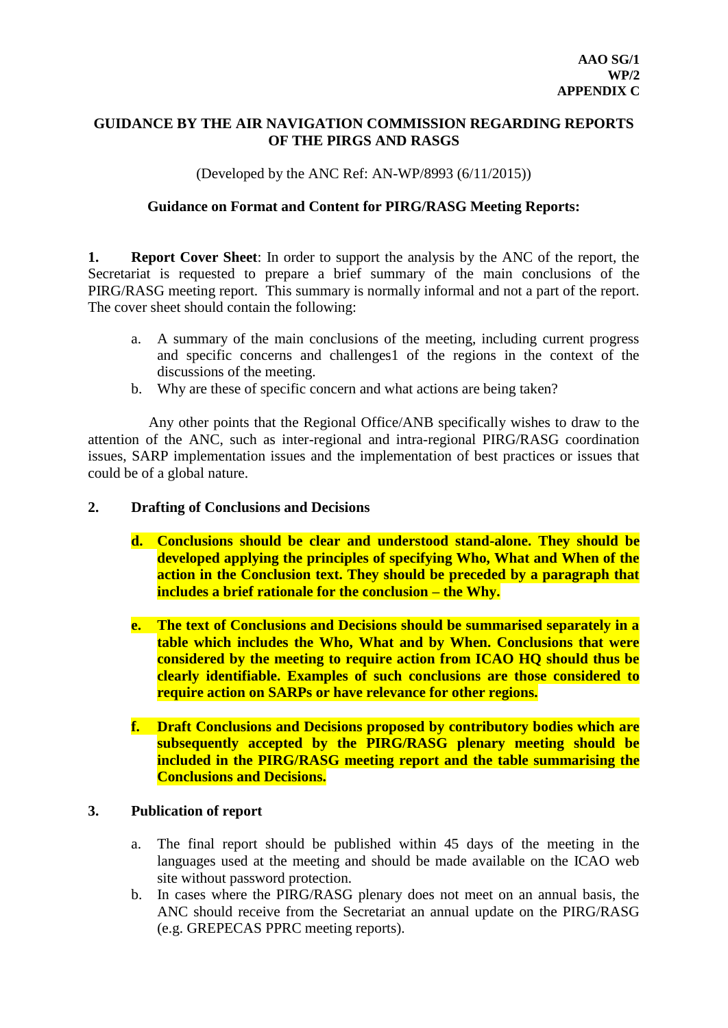**AAO SG/1**
**WP/2**
**APPENDIX C**

# GUIDANCE BY THE AIR NAVIGATION COMMISSION REGARDING REPORTS OF THE PIRGS AND RASGS

(Developed by the ANC Ref: AN-WP/8993 (6/11/2015))

### Guidance on Format and Content for PIRG/RASG Meeting Reports:

**1. Report Cover Sheet**: In order to support the analysis by the ANC of the report, the Secretariat is requested to prepare a brief summary of the main conclusions of the PIRG/RASG meeting report. This summary is normally informal and not a part of the report. The cover sheet should contain the following:

a. A summary of the main conclusions of the meeting, including current progress and specific concerns and challenges1 of the regions in the context of the discussions of the meeting.
b. Why are these of specific concern and what actions are being taken?

Any other points that the Regional Office/ANB specifically wishes to draw to the attention of the ANC, such as inter-regional and intra-regional PIRG/RASG coordination issues, SARP implementation issues and the implementation of best practices or issues that could be of a global nature.

**2. Drafting of Conclusions and Decisions**

**d. Conclusions should be clear and understood stand-alone. They should be developed applying the principles of specifying Who, What and When of the action in the Conclusion text. They should be preceded by a paragraph that includes a brief rationale for the conclusion – the Why.**

**e. The text of Conclusions and Decisions should be summarised separately in a table which includes the Who, What and by When. Conclusions that were considered by the meeting to require action from ICAO HQ should thus be clearly identifiable. Examples of such conclusions are those considered to require action on SARPs or have relevance for other regions.**

**f. Draft Conclusions and Decisions proposed by contributory bodies which are subsequently accepted by the PIRG/RASG plenary meeting should be included in the PIRG/RASG meeting report and the table summarising the Conclusions and Decisions.**

**3. Publication of report**

a. The final report should be published within 45 days of the meeting in the languages used at the meeting and should be made available on the ICAO web site without password protection.
b. In cases where the PIRG/RASG plenary does not meet on an annual basis, the ANC should receive from the Secretariat an annual update on the PIRG/RASG (e.g. GREPECAS PPRC meeting reports).